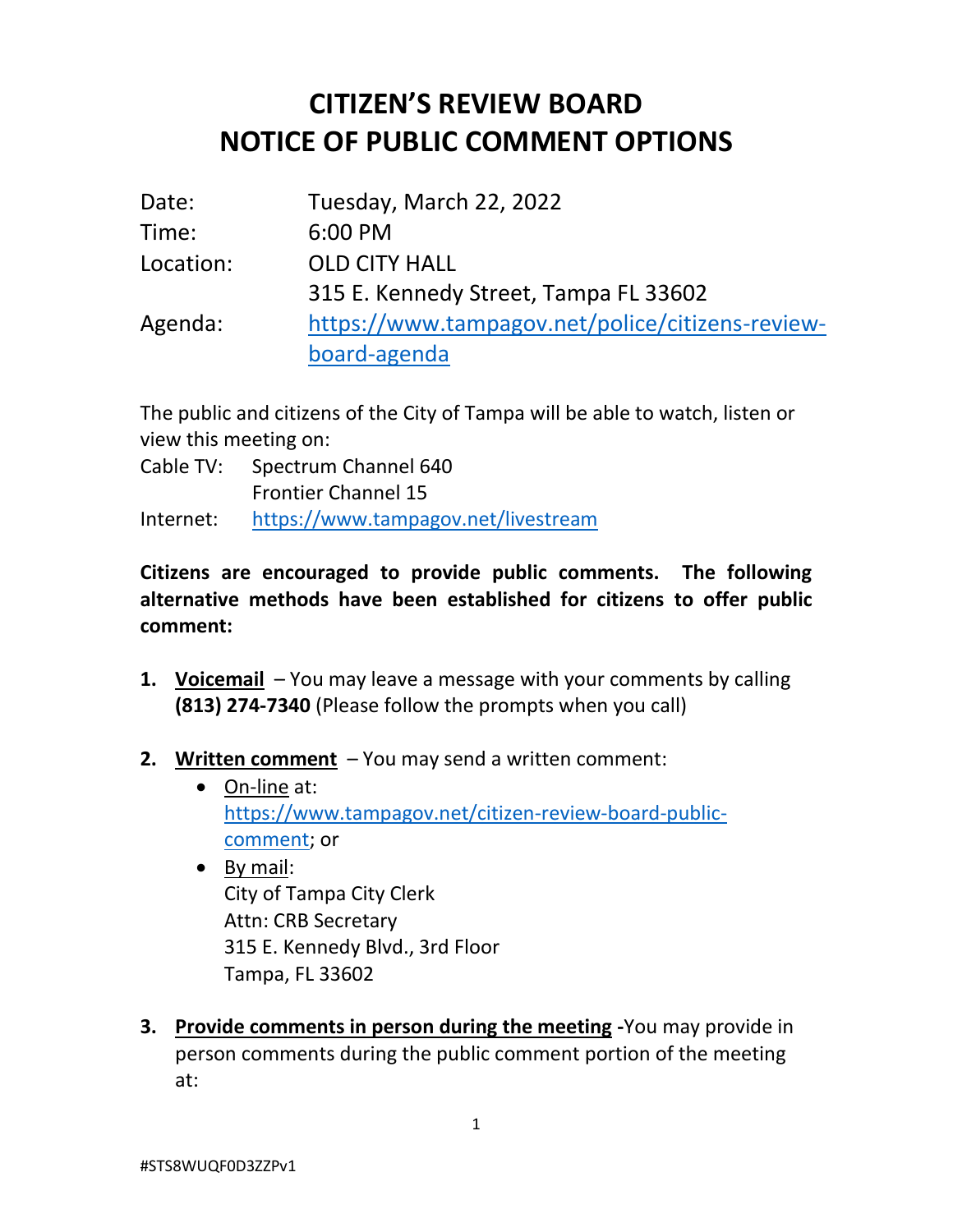# CITIZEN'S REVIEW BOARD
# NOTICE OF PUBLIC COMMENT OPTIONS

| | |
|---|---|
| Date: | Tuesday, March 22, 2022 |
| Time: | 6:00 PM |
| Location: | OLD CITY HALL<br>315 E. Kennedy Street, Tampa FL 33602 |
| Agenda: | https://www.tampagov.net/police/citizens-review-board-agenda |

The public and citizens of the City of Tampa will be able to watch, listen or view this meeting on:

| | |
|---|---|
| Cable TV: | Spectrum Channel 640<br>Frontier Channel 15 |
| Internet: | https://www.tampagov.net/livestream |

**Citizens are encouraged to provide public comments. The following alternative methods have been established for citizens to offer public comment:**

1. **Voicemail** – You may leave a message with your comments by calling **(813) 274-7340** (Please follow the prompts when you call)

2. **Written comment** – You may send a written comment:
   - On-line at: https://www.tampagov.net/citizen-review-board-public-comment; or
   - By mail:
     City of Tampa City Clerk
     Attn: CRB Secretary
     315 E. Kennedy Blvd., 3rd Floor
     Tampa, FL 33602

3. **Provide comments in person during the meeting** -You may provide in person comments during the public comment portion of the meeting at:

#STS8WUQF0D3ZZPv1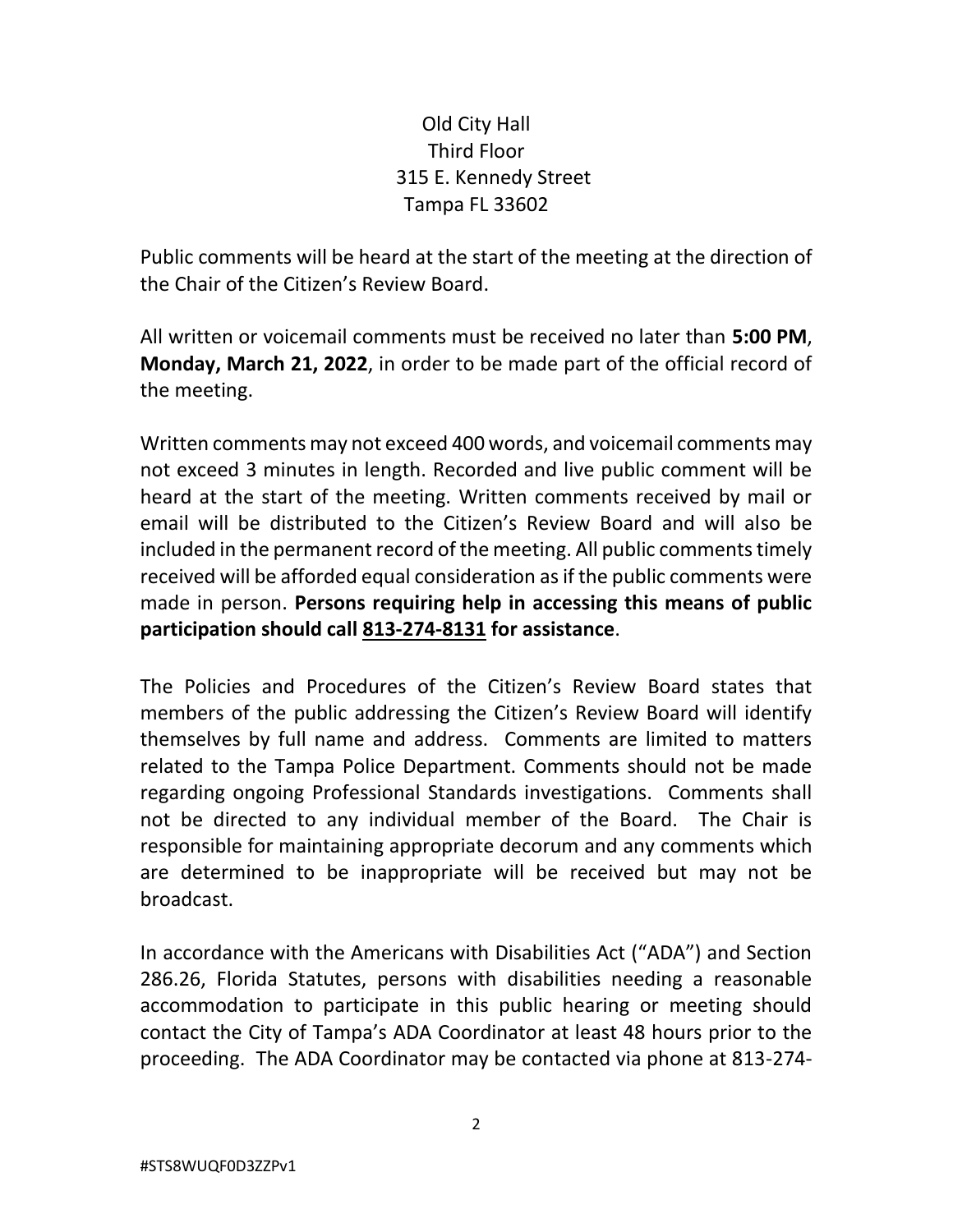Old City Hall
Third Floor
315 E. Kennedy Street
Tampa FL 33602

Public comments will be heard at the start of the meeting at the direction of the Chair of the Citizen's Review Board.

All written or voicemail comments must be received no later than **5:00 PM**, **Monday, March 21, 2022**, in order to be made part of the official record of the meeting.

Written comments may not exceed 400 words, and voicemail comments may not exceed 3 minutes in length. Recorded and live public comment will be heard at the start of the meeting. Written comments received by mail or email will be distributed to the Citizen's Review Board and will also be included in the permanent record of the meeting. All public comments timely received will be afforded equal consideration as if the public comments were made in person. **Persons requiring help in accessing this means of public participation should call 813-274-8131 for assistance**.

The Policies and Procedures of the Citizen's Review Board states that members of the public addressing the Citizen's Review Board will identify themselves by full name and address. Comments are limited to matters related to the Tampa Police Department. Comments should not be made regarding ongoing Professional Standards investigations. Comments shall not be directed to any individual member of the Board. The Chair is responsible for maintaining appropriate decorum and any comments which are determined to be inappropriate will be received but may not be broadcast.

In accordance with the Americans with Disabilities Act ("ADA") and Section 286.26, Florida Statutes, persons with disabilities needing a reasonable accommodation to participate in this public hearing or meeting should contact the City of Tampa's ADA Coordinator at least 48 hours prior to the proceeding. The ADA Coordinator may be contacted via phone at 813-274-

#STS8WUQF0D3ZZPv1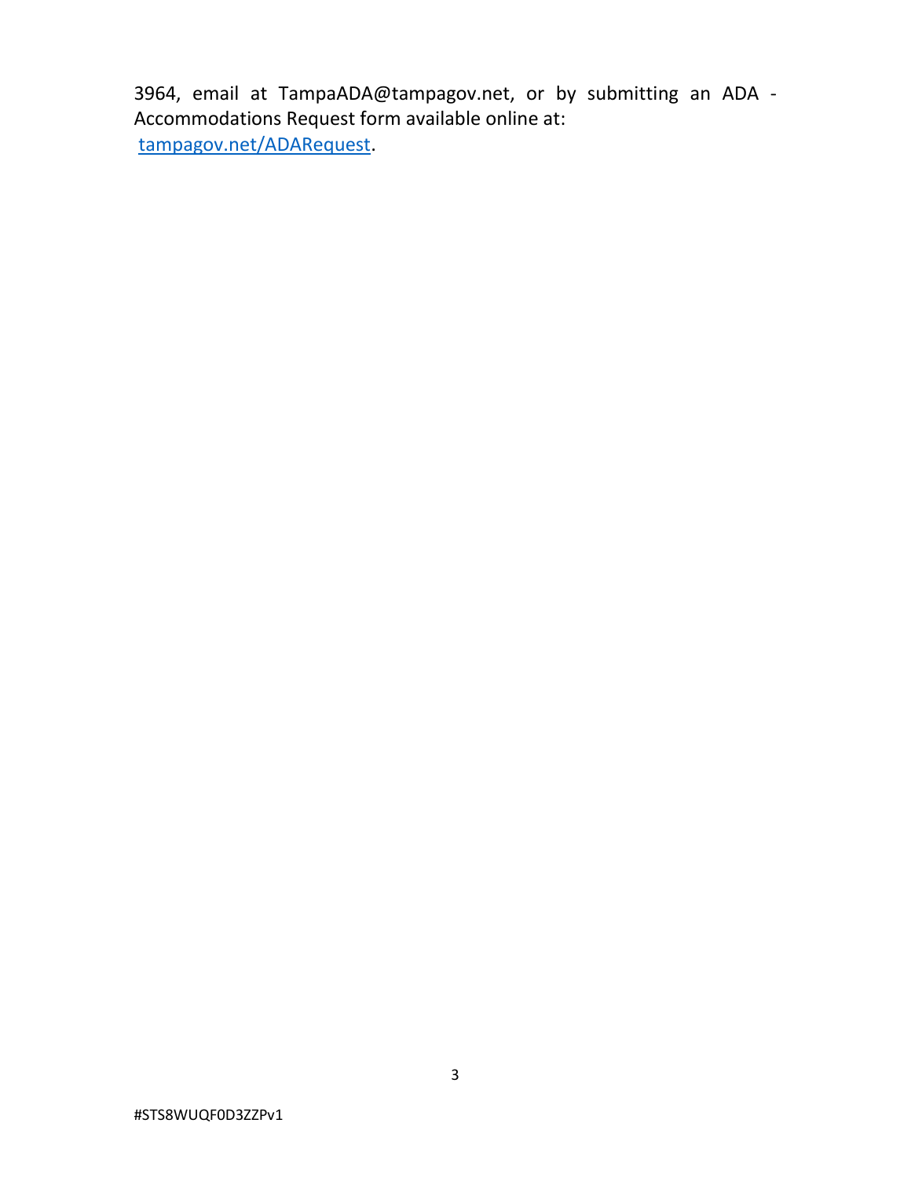3964, email at TampaADA@tampagov.net, or by submitting an ADA - Accommodations Request form available online at: [tampagov.net/ADARequest](https://tampagov.net/ADARequest).

#STS8WUQF0D3ZZPv1